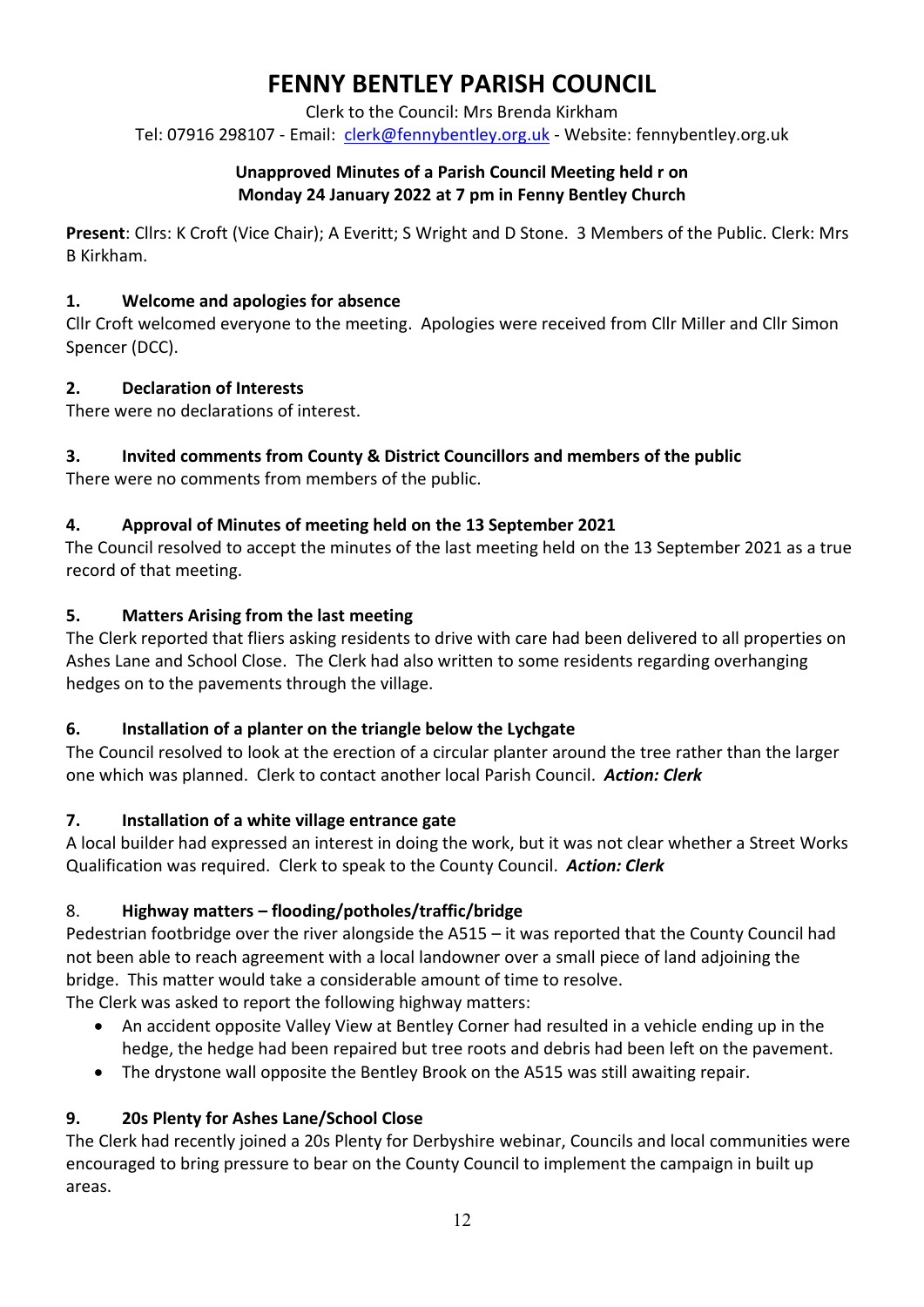# FENNY BENTLEY PARISH COUNCIL

Clerk to the Council: Mrs Brenda Kirkham

Tel: 07916 298107 - Email: clerk@fennybentley.org.uk - Website: fennybentley.org.uk

**Unapproved Minutes of a Parish Council Meeting held r on Monday 24 January 2022 at 7 pm in Fenny Bentley Church**

**Present**: Cllrs: K Croft (Vice Chair); A Everitt; S Wright and D Stone. 3 Members of the Public. Clerk: Mrs B Kirkham.

### 1. Welcome and apologies for absence

Cllr Croft welcomed everyone to the meeting. Apologies were received from Cllr Miller and Cllr Simon Spencer (DCC).

### 2. Declaration of Interests

There were no declarations of interest.

### 3. Invited comments from County & District Councillors and members of the public

There were no comments from members of the public.

### 4. Approval of Minutes of meeting held on the 13 September 2021

The Council resolved to accept the minutes of the last meeting held on the 13 September 2021 as a true record of that meeting.

### 5. Matters Arising from the last meeting

The Clerk reported that fliers asking residents to drive with care had been delivered to all properties on Ashes Lane and School Close. The Clerk had also written to some residents regarding overhanging hedges on to the pavements through the village.

### 6. Installation of a planter on the triangle below the Lychgate

The Council resolved to look at the erection of a circular planter around the tree rather than the larger one which was planned. Clerk to contact another local Parish Council. ***Action: Clerk***

### 7. Installation of a white village entrance gate

A local builder had expressed an interest in doing the work, but it was not clear whether a Street Works Qualification was required. Clerk to speak to the County Council. ***Action: Clerk***

### 8. Highway matters – flooding/potholes/traffic/bridge

Pedestrian footbridge over the river alongside the A515 – it was reported that the County Council had not been able to reach agreement with a local landowner over a small piece of land adjoining the bridge. This matter would take a considerable amount of time to resolve.

The Clerk was asked to report the following highway matters:

- An accident opposite Valley View at Bentley Corner had resulted in a vehicle ending up in the hedge, the hedge had been repaired but tree roots and debris had been left on the pavement.
- The drystone wall opposite the Bentley Brook on the A515 was still awaiting repair.

### 9. 20s Plenty for Ashes Lane/School Close

The Clerk had recently joined a 20s Plenty for Derbyshire webinar, Councils and local communities were encouraged to bring pressure to bear on the County Council to implement the campaign in built up areas.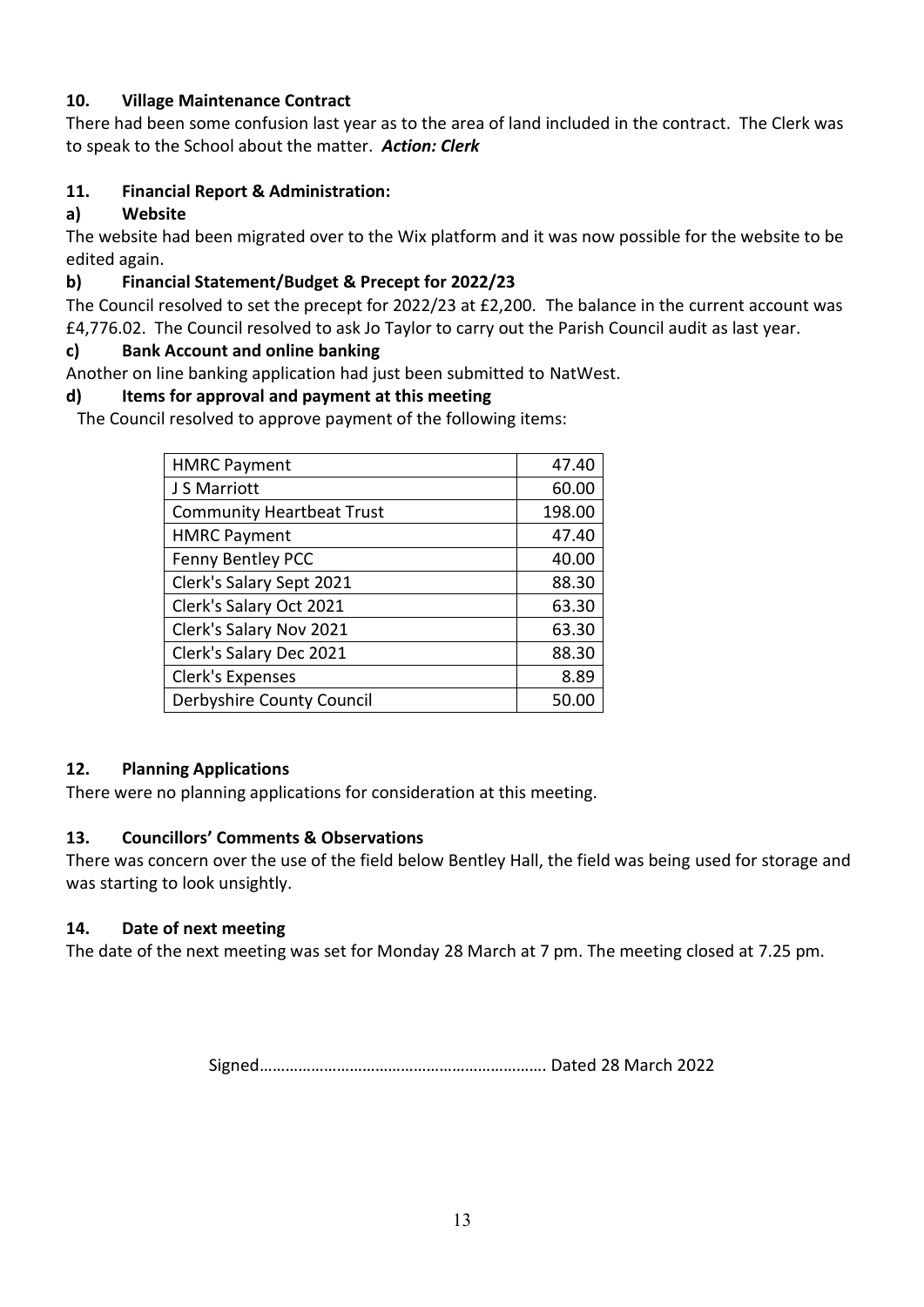### 10. Village Maintenance Contract

There had been some confusion last year as to the area of land included in the contract. The Clerk was to speak to the School about the matter. ***Action: Clerk***

### 11. Financial Report & Administration:

**a) Website**

The website had been migrated over to the Wix platform and it was now possible for the website to be edited again.

**b) Financial Statement/Budget & Precept for 2022/23**

The Council resolved to set the precept for 2022/23 at £2,200. The balance in the current account was £4,776.02. The Council resolved to ask Jo Taylor to carry out the Parish Council audit as last year.

**c) Bank Account and online banking**

Another on line banking application had just been submitted to NatWest.

**d) Items for approval and payment at this meeting**

The Council resolved to approve payment of the following items:

| | |
|---|---:|
| HMRC Payment | 47.40 |
| J S Marriott | 60.00 |
| Community Heartbeat Trust | 198.00 |
| HMRC Payment | 47.40 |
| Fenny Bentley PCC | 40.00 |
| Clerk's Salary Sept 2021 | 88.30 |
| Clerk's Salary Oct 2021 | 63.30 |
| Clerk's Salary Nov 2021 | 63.30 |
| Clerk's Salary Dec 2021 | 88.30 |
| Clerk's Expenses | 8.89 |
| Derbyshire County Council | 50.00 |

### 12. Planning Applications

There were no planning applications for consideration at this meeting.

### 13. Councillors' Comments & Observations

There was concern over the use of the field below Bentley Hall, the field was being used for storage and was starting to look unsightly.

### 14. Date of next meeting

The date of the next meeting was set for Monday 28 March at 7 pm. The meeting closed at 7.25 pm.

Signed………………………………………………………. Dated 28 March 2022